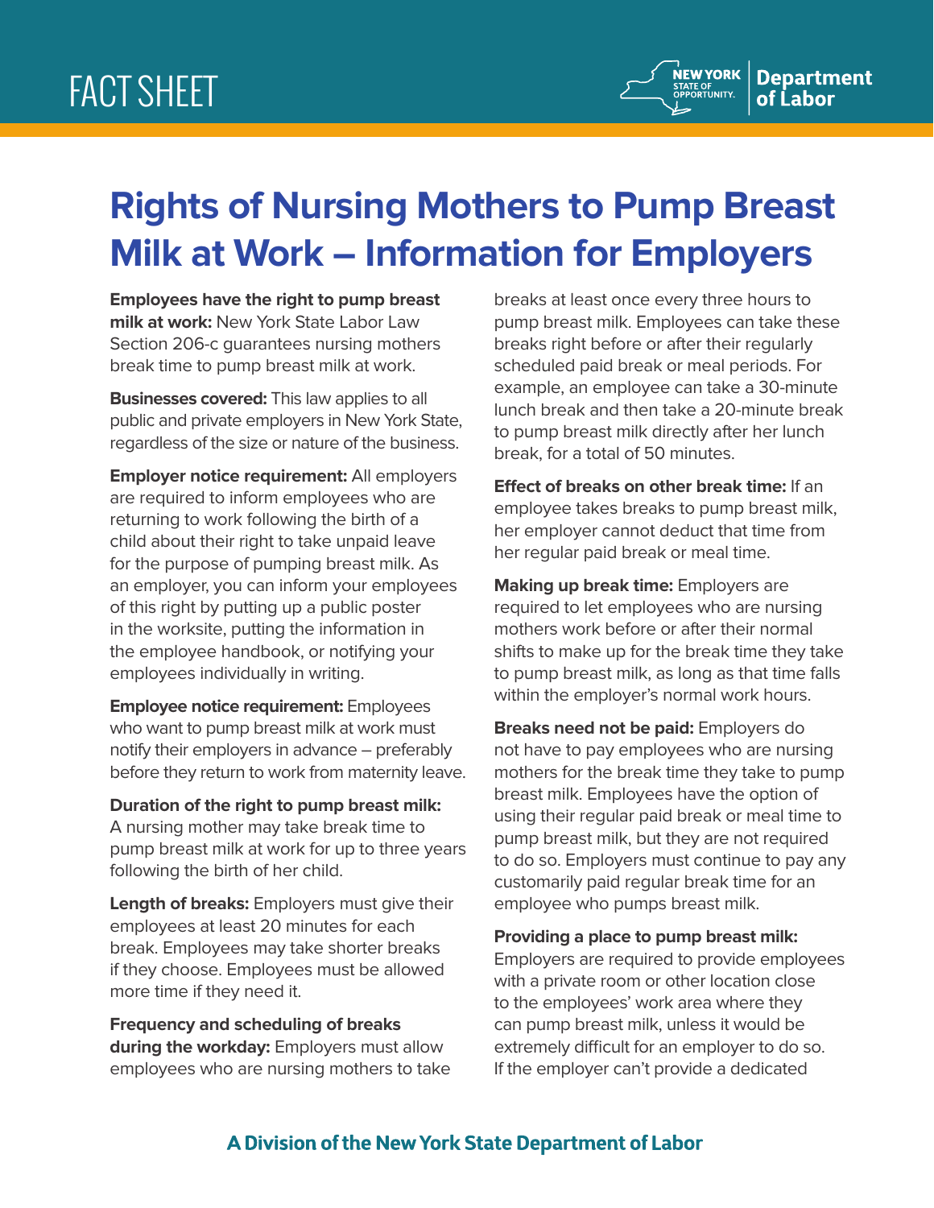FACT SHEET

# Rights of Nursing Mothers to Pump Breast Milk at Work – Information for Employers

**Employees have the right to pump breast milk at work:** New York State Labor Law Section 206-c guarantees nursing mothers break time to pump breast milk at work.

**Businesses covered:** This law applies to all public and private employers in New York State, regardless of the size or nature of the business.

**Employer notice requirement:** All employers are required to inform employees who are returning to work following the birth of a child about their right to take unpaid leave for the purpose of pumping breast milk. As an employer, you can inform your employees of this right by putting up a public poster in the worksite, putting the information in the employee handbook, or notifying your employees individually in writing.

**Employee notice requirement:** Employees who want to pump breast milk at work must notify their employers in advance – preferably before they return to work from maternity leave.

**Duration of the right to pump breast milk:** A nursing mother may take break time to pump breast milk at work for up to three years following the birth of her child.

**Length of breaks:** Employers must give their employees at least 20 minutes for each break. Employees may take shorter breaks if they choose. Employees must be allowed more time if they need it.

**Frequency and scheduling of breaks during the workday:** Employers must allow employees who are nursing mothers to take breaks at least once every three hours to pump breast milk. Employees can take these breaks right before or after their regularly scheduled paid break or meal periods. For example, an employee can take a 30-minute lunch break and then take a 20-minute break to pump breast milk directly after her lunch break, for a total of 50 minutes.

**Effect of breaks on other break time:** If an employee takes breaks to pump breast milk, her employer cannot deduct that time from her regular paid break or meal time.

**Making up break time:** Employers are required to let employees who are nursing mothers work before or after their normal shifts to make up for the break time they take to pump breast milk, as long as that time falls within the employer's normal work hours.

**Breaks need not be paid:** Employers do not have to pay employees who are nursing mothers for the break time they take to pump breast milk. Employees have the option of using their regular paid break or meal time to pump breast milk, but they are not required to do so. Employers must continue to pay any customarily paid regular break time for an employee who pumps breast milk.

**Providing a place to pump breast milk:** Employers are required to provide employees with a private room or other location close to the employees' work area where they can pump breast milk, unless it would be extremely difficult for an employer to do so. If the employer can't provide a dedicated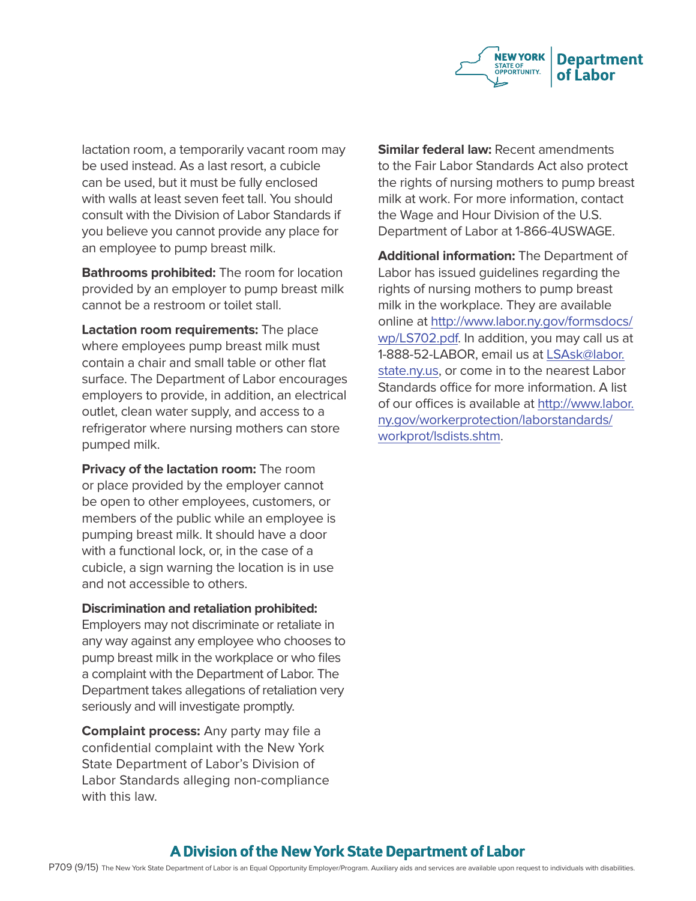lactation room, a temporarily vacant room may be used instead. As a last resort, a cubicle can be used, but it must be fully enclosed with walls at least seven feet tall. You should consult with the Division of Labor Standards if you believe you cannot provide any place for an employee to pump breast milk.

**Bathrooms prohibited:** The room for location provided by an employer to pump breast milk cannot be a restroom or toilet stall.

**Lactation room requirements:** The place where employees pump breast milk must contain a chair and small table or other flat surface. The Department of Labor encourages employers to provide, in addition, an electrical outlet, clean water supply, and access to a refrigerator where nursing mothers can store pumped milk.

**Privacy of the lactation room:** The room or place provided by the employer cannot be open to other employees, customers, or members of the public while an employee is pumping breast milk. It should have a door with a functional lock, or, in the case of a cubicle, a sign warning the location is in use and not accessible to others.

**Discrimination and retaliation prohibited:** Employers may not discriminate or retaliate in any way against any employee who chooses to pump breast milk in the workplace or who files a complaint with the Department of Labor. The Department takes allegations of retaliation very seriously and will investigate promptly.

**Complaint process:** Any party may file a confidential complaint with the New York State Department of Labor's Division of Labor Standards alleging non-compliance with this law.

**Similar federal law:** Recent amendments to the Fair Labor Standards Act also protect the rights of nursing mothers to pump breast milk at work. For more information, contact the Wage and Hour Division of the U.S. Department of Labor at 1-866-4USWAGE.

**Additional information:** The Department of Labor has issued guidelines regarding the rights of nursing mothers to pump breast milk in the workplace. They are available online at http://www.labor.ny.gov/formsdocs/wp/LS702.pdf. In addition, you may call us at 1-888-52-LABOR, email us at LSAsk@labor.state.ny.us, or come in to the nearest Labor Standards office for more information. A list of our offices is available at http://www.labor.ny.gov/workerprotection/laborstandards/workprot/lsdists.shtm.

**A Division of the New York State Department of Labor**

P709 (9/15) The New York State Department of Labor is an Equal Opportunity Employer/Program. Auxiliary aids and services are available upon request to individuals with disabilities.